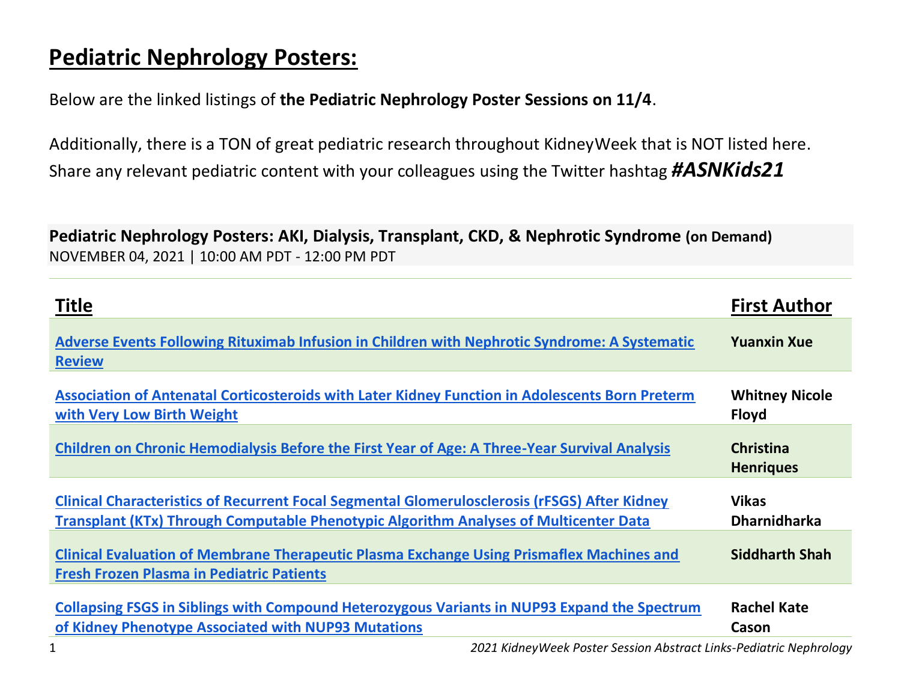# Pediatric Nephrology Posters:

Below are the linked listings of **the Pediatric Nephrology Poster Sessions on 11/4**.

Additionally, there is a TON of great pediatric research throughout KidneyWeek that is NOT listed here. Share any relevant pediatric content with your colleagues using the Twitter hashtag ***#ASNKids21***

**Pediatric Nephrology Posters: AKI, Dialysis, Transplant, CKD, & Nephrotic Syndrome (on Demand)**
NOVEMBER 04, 2021 | 10:00 AM PDT - 12:00 PM PDT

| Title | First Author |
| --- | --- |
| **Adverse Events Following Rituximab Infusion in Children with Nephrotic Syndrome: A Systematic Review** | **Yuanxin Xue** |
| **Association of Antenatal Corticosteroids with Later Kidney Function in Adolescents Born Preterm with Very Low Birth Weight** | **Whitney Nicole Floyd** |
| **Children on Chronic Hemodialysis Before the First Year of Age: A Three-Year Survival Analysis** | **Christina Henriques** |
| **Clinical Characteristics of Recurrent Focal Segmental Glomerulosclerosis (rFSGS) After Kidney Transplant (KTx) Through Computable Phenotypic Algorithm Analyses of Multicenter Data** | **Vikas Dharnidharka** |
| **Clinical Evaluation of Membrane Therapeutic Plasma Exchange Using Prismaflex Machines and Fresh Frozen Plasma in Pediatric Patients** | **Siddharth Shah** |
| **Collapsing FSGS in Siblings with Compound Heterozygous Variants in NUP93 Expand the Spectrum of Kidney Phenotype Associated with NUP93 Mutations** | **Rachel Kate Cason** |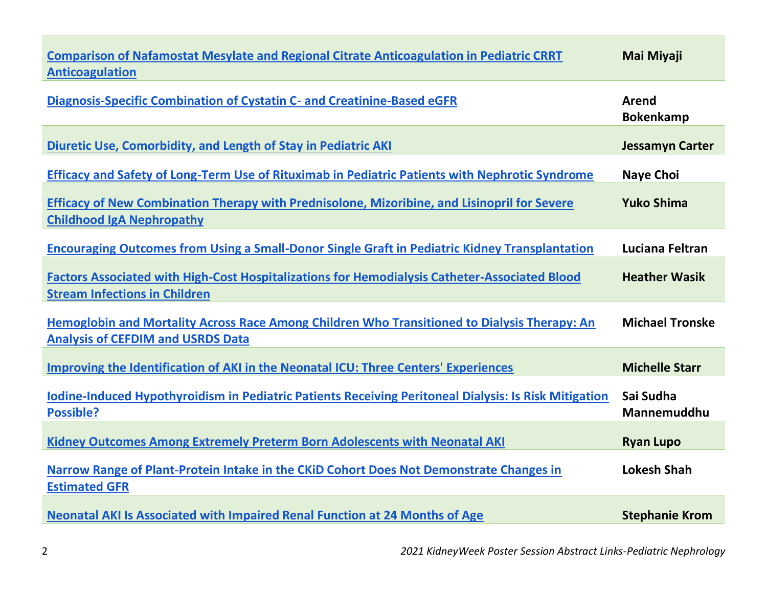| | |
|---|---|
| Comparison of Nafamostat Mesylate and Regional Citrate Anticoagulation in Pediatric CRRT Anticoagulation | **Mai Miyaji** |
| Diagnosis-Specific Combination of Cystatin C- and Creatinine-Based eGFR | **Arend Bokenkamp** |
| Diuretic Use, Comorbidity, and Length of Stay in Pediatric AKI | **Jessamyn Carter** |
| Efficacy and Safety of Long-Term Use of Rituximab in Pediatric Patients with Nephrotic Syndrome | **Naye Choi** |
| Efficacy of New Combination Therapy with Prednisolone, Mizoribine, and Lisinopril for Severe Childhood IgA Nephropathy | **Yuko Shima** |
| Encouraging Outcomes from Using a Small-Donor Single Graft in Pediatric Kidney Transplantation | **Luciana Feltran** |
| Factors Associated with High-Cost Hospitalizations for Hemodialysis Catheter-Associated Blood Stream Infections in Children | **Heather Wasik** |
| Hemoglobin and Mortality Across Race Among Children Who Transitioned to Dialysis Therapy: An Analysis of CEFDIM and USRDS Data | **Michael Tronske** |
| Improving the Identification of AKI in the Neonatal ICU: Three Centers' Experiences | **Michelle Starr** |
| Iodine-Induced Hypothyroidism in Pediatric Patients Receiving Peritoneal Dialysis: Is Risk Mitigation Possible? | **Sai Sudha Mannemuddhu** |
| Kidney Outcomes Among Extremely Preterm Born Adolescents with Neonatal AKI | **Ryan Lupo** |
| Narrow Range of Plant-Protein Intake in the CKiD Cohort Does Not Demonstrate Changes in Estimated GFR | **Lokesh Shah** |
| Neonatal AKI Is Associated with Impaired Renal Function at 24 Months of Age | **Stephanie Krom** |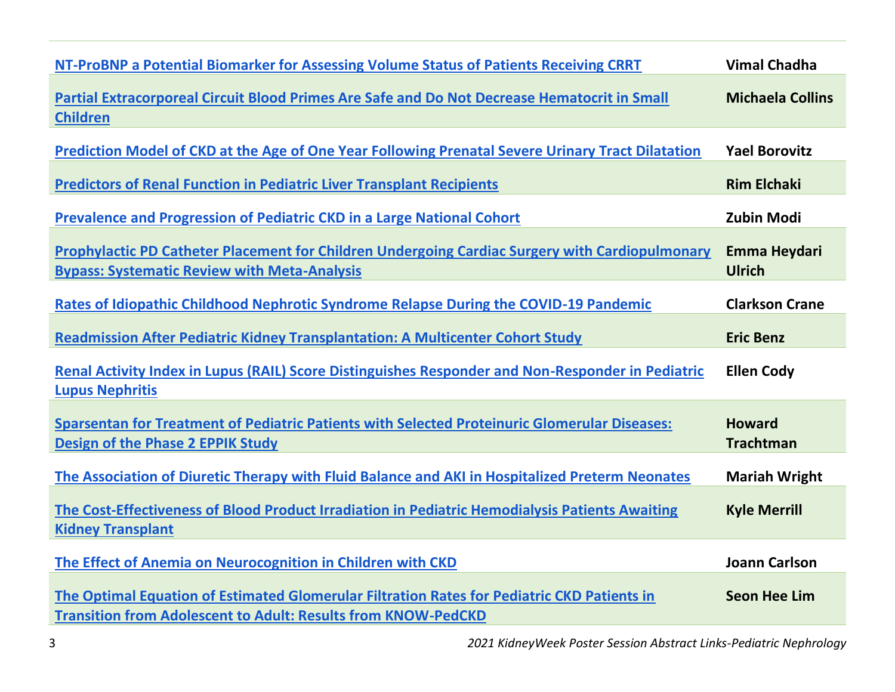| | |
|---|---|
| NT-ProBNP a Potential Biomarker for Assessing Volume Status of Patients Receiving CRRT | **Vimal Chadha** |
| Partial Extracorporeal Circuit Blood Primes Are Safe and Do Not Decrease Hematocrit in Small Children | **Michaela Collins** |
| Prediction Model of CKD at the Age of One Year Following Prenatal Severe Urinary Tract Dilatation | **Yael Borovitz** |
| Predictors of Renal Function in Pediatric Liver Transplant Recipients | **Rim Elchaki** |
| Prevalence and Progression of Pediatric CKD in a Large National Cohort | **Zubin Modi** |
| Prophylactic PD Catheter Placement for Children Undergoing Cardiac Surgery with Cardiopulmonary Bypass: Systematic Review with Meta-Analysis | **Emma Heydari Ulrich** |
| Rates of Idiopathic Childhood Nephrotic Syndrome Relapse During the COVID-19 Pandemic | **Clarkson Crane** |
| Readmission After Pediatric Kidney Transplantation: A Multicenter Cohort Study | **Eric Benz** |
| Renal Activity Index in Lupus (RAIL) Score Distinguishes Responder and Non-Responder in Pediatric Lupus Nephritis | **Ellen Cody** |
| Sparsentan for Treatment of Pediatric Patients with Selected Proteinuric Glomerular Diseases: Design of the Phase 2 EPPIK Study | **Howard Trachtman** |
| The Association of Diuretic Therapy with Fluid Balance and AKI in Hospitalized Preterm Neonates | **Mariah Wright** |
| The Cost-Effectiveness of Blood Product Irradiation in Pediatric Hemodialysis Patients Awaiting Kidney Transplant | **Kyle Merrill** |
| The Effect of Anemia on Neurocognition in Children with CKD | **Joann Carlson** |
| The Optimal Equation of Estimated Glomerular Filtration Rates for Pediatric CKD Patients in Transition from Adolescent to Adult: Results from KNOW-PedCKD | **Seon Hee Lim** |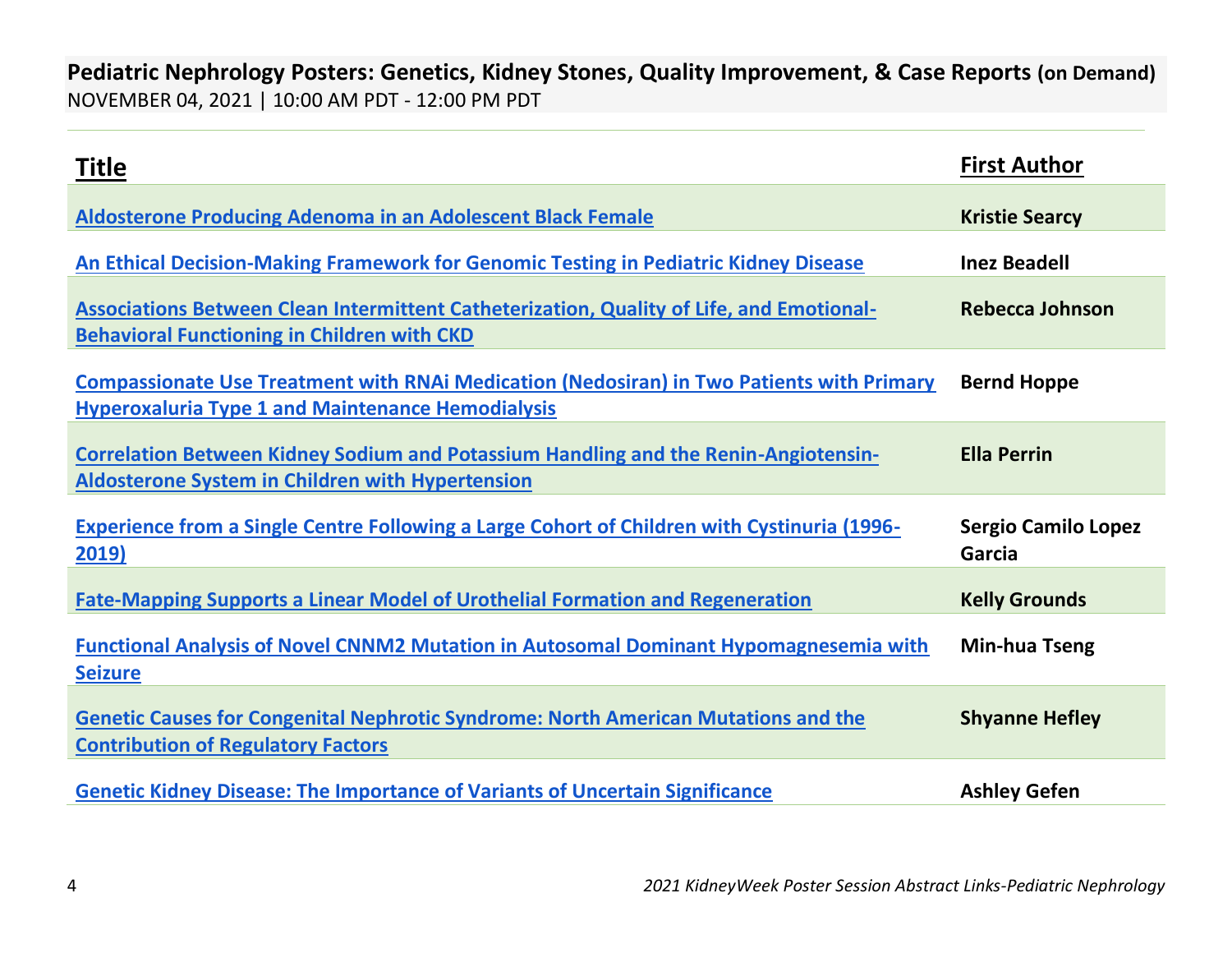**Pediatric Nephrology Posters: Genetics, Kidney Stones, Quality Improvement, & Case Reports (on Demand)**
NOVEMBER 04, 2021 | 10:00 AM PDT - 12:00 PM PDT

| Title | First Author |
| --- | --- |
| Aldosterone Producing Adenoma in an Adolescent Black Female | Kristie Searcy |
| An Ethical Decision-Making Framework for Genomic Testing in Pediatric Kidney Disease | Inez Beadell |
| Associations Between Clean Intermittent Catheterization, Quality of Life, and Emotional-Behavioral Functioning in Children with CKD | Rebecca Johnson |
| Compassionate Use Treatment with RNAi Medication (Nedosiran) in Two Patients with Primary Hyperoxaluria Type 1 and Maintenance Hemodialysis | Bernd Hoppe |
| Correlation Between Kidney Sodium and Potassium Handling and the Renin-Angiotensin-Aldosterone System in Children with Hypertension | Ella Perrin |
| Experience from a Single Centre Following a Large Cohort of Children with Cystinuria (1996-2019) | Sergio Camilo Lopez Garcia |
| Fate-Mapping Supports a Linear Model of Urothelial Formation and Regeneration | Kelly Grounds |
| Functional Analysis of Novel CNNM2 Mutation in Autosomal Dominant Hypomagnesemia with Seizure | Min-hua Tseng |
| Genetic Causes for Congenital Nephrotic Syndrome: North American Mutations and the Contribution of Regulatory Factors | Shyanne Hefley |
| Genetic Kidney Disease: The Importance of Variants of Uncertain Significance | Ashley Gefen |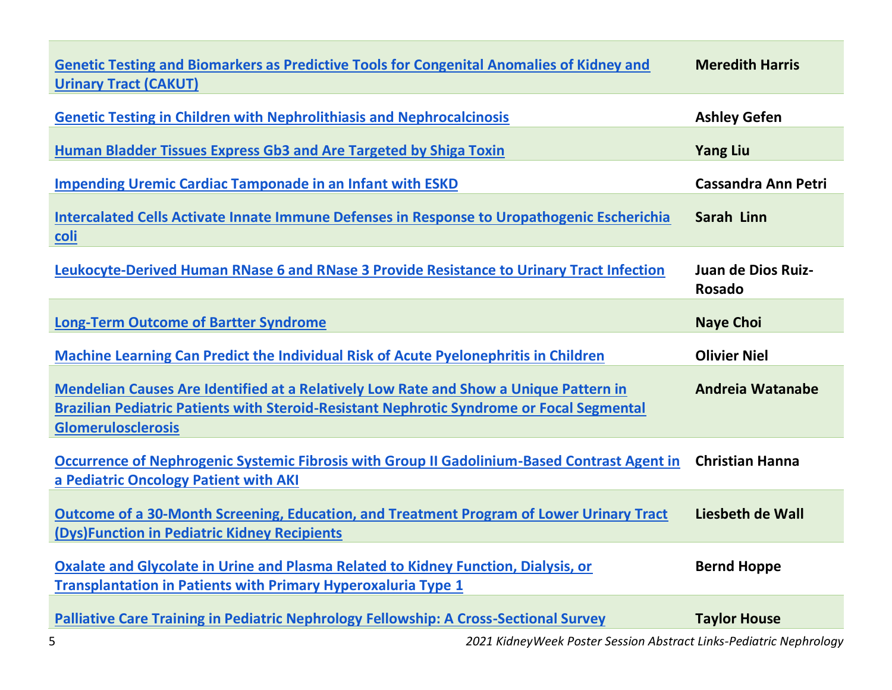| | |
|---|---|
| Genetic Testing and Biomarkers as Predictive Tools for Congenital Anomalies of Kidney and Urinary Tract (CAKUT) | **Meredith Harris** |
| Genetic Testing in Children with Nephrolithiasis and Nephrocalcinosis | **Ashley Gefen** |
| Human Bladder Tissues Express Gb3 and Are Targeted by Shiga Toxin | **Yang Liu** |
| Impending Uremic Cardiac Tamponade in an Infant with ESKD | **Cassandra Ann Petri** |
| Intercalated Cells Activate Innate Immune Defenses in Response to Uropathogenic Escherichia coli | **Sarah Linn** |
| Leukocyte-Derived Human RNase 6 and RNase 3 Provide Resistance to Urinary Tract Infection | **Juan de Dios Ruiz-Rosado** |
| Long-Term Outcome of Bartter Syndrome | **Naye Choi** |
| Machine Learning Can Predict the Individual Risk of Acute Pyelonephritis in Children | **Olivier Niel** |
| Mendelian Causes Are Identified at a Relatively Low Rate and Show a Unique Pattern in Brazilian Pediatric Patients with Steroid-Resistant Nephrotic Syndrome or Focal Segmental Glomerulosclerosis | **Andreia Watanabe** |
| Occurrence of Nephrogenic Systemic Fibrosis with Group II Gadolinium-Based Contrast Agent in a Pediatric Oncology Patient with AKI | **Christian Hanna** |
| Outcome of a 30-Month Screening, Education, and Treatment Program of Lower Urinary Tract (Dys)Function in Pediatric Kidney Recipients | **Liesbeth de Wall** |
| Oxalate and Glycolate in Urine and Plasma Related to Kidney Function, Dialysis, or Transplantation in Patients with Primary Hyperoxaluria Type 1 | **Bernd Hoppe** |
| Palliative Care Training in Pediatric Nephrology Fellowship: A Cross-Sectional Survey | **Taylor House** |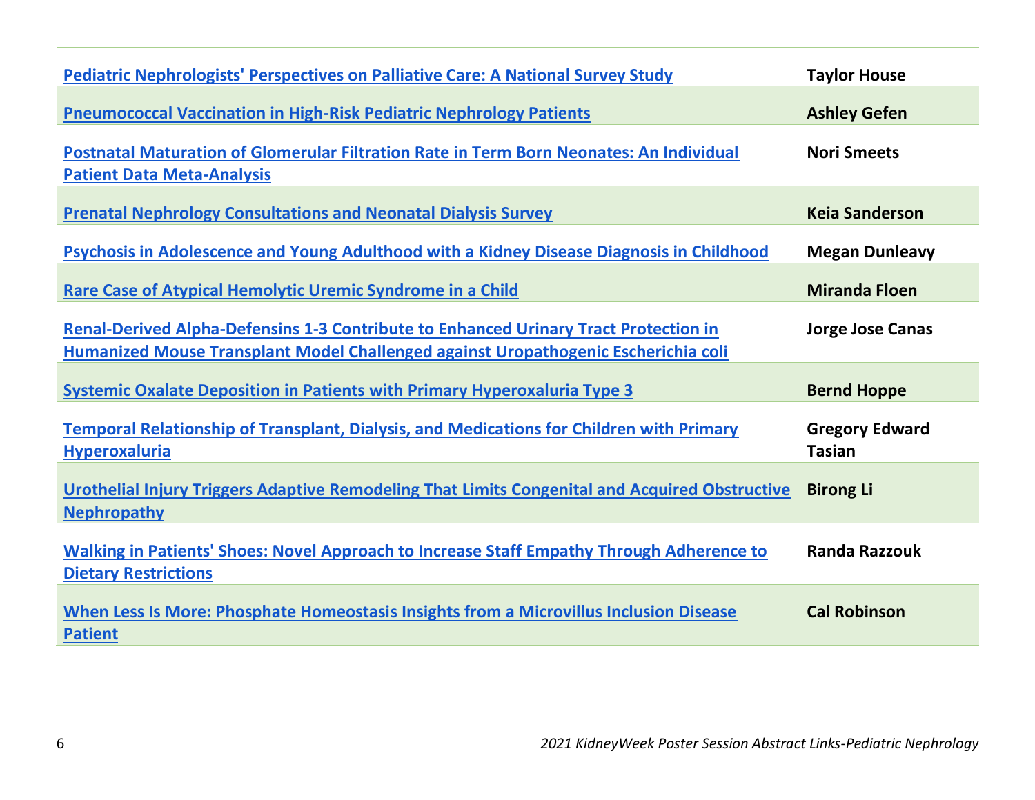| | |
|---|---|
| **Pediatric Nephrologists' Perspectives on Palliative Care: A National Survey Study** | **Taylor House** |
| **Pneumococcal Vaccination in High-Risk Pediatric Nephrology Patients** | **Ashley Gefen** |
| **Postnatal Maturation of Glomerular Filtration Rate in Term Born Neonates: An Individual Patient Data Meta-Analysis** | **Nori Smeets** |
| **Prenatal Nephrology Consultations and Neonatal Dialysis Survey** | **Keia Sanderson** |
| **Psychosis in Adolescence and Young Adulthood with a Kidney Disease Diagnosis in Childhood** | **Megan Dunleavy** |
| **Rare Case of Atypical Hemolytic Uremic Syndrome in a Child** | **Miranda Floen** |
| **Renal-Derived Alpha-Defensins 1-3 Contribute to Enhanced Urinary Tract Protection in Humanized Mouse Transplant Model Challenged against Uropathogenic Escherichia coli** | **Jorge Jose Canas** |
| **Systemic Oxalate Deposition in Patients with Primary Hyperoxaluria Type 3** | **Bernd Hoppe** |
| **Temporal Relationship of Transplant, Dialysis, and Medications for Children with Primary Hyperoxaluria** | **Gregory Edward Tasian** |
| **Urothelial Injury Triggers Adaptive Remodeling That Limits Congenital and Acquired Obstructive Nephropathy** | **Birong Li** |
| **Walking in Patients' Shoes: Novel Approach to Increase Staff Empathy Through Adherence to Dietary Restrictions** | **Randa Razzouk** |
| **When Less Is More: Phosphate Homeostasis Insights from a Microvillus Inclusion Disease Patient** | **Cal Robinson** |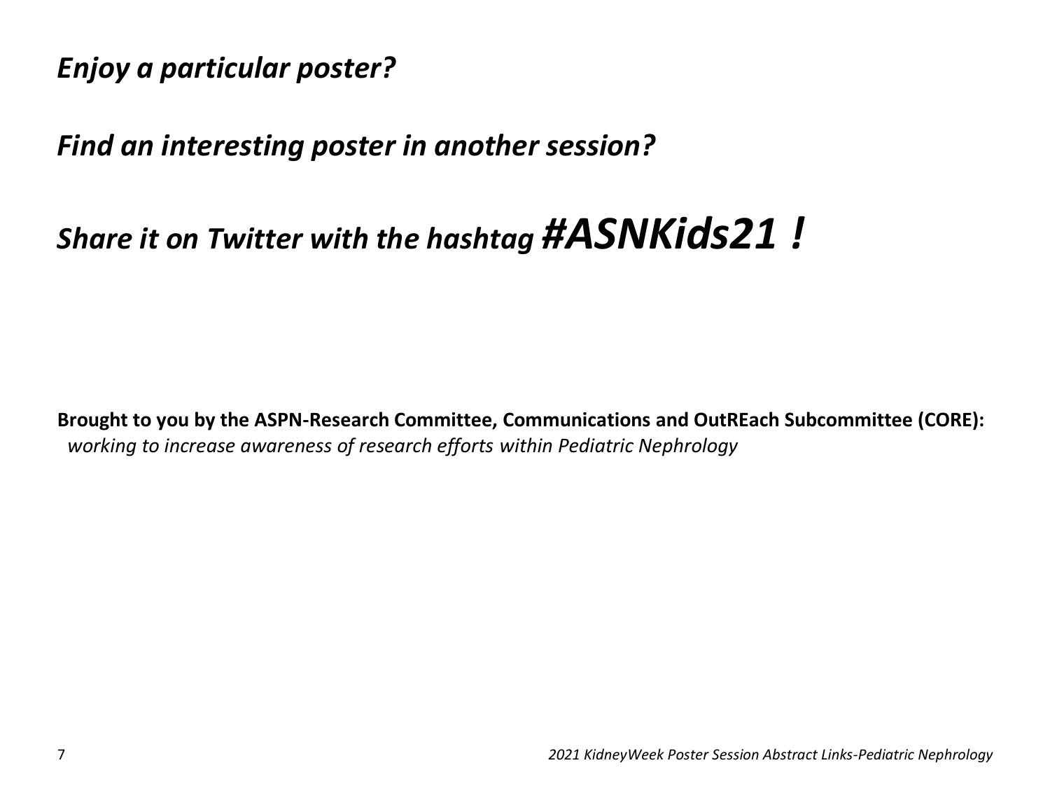***Enjoy a particular poster?***

***Find an interesting poster in another session?***

***Share it on Twitter with the hashtag #ASNKids21 !***

**Brought to you by the ASPN-Research Committee, Communications and OutREach Subcommittee (CORE):**
*working to increase awareness of research efforts within Pediatric Nephrology*